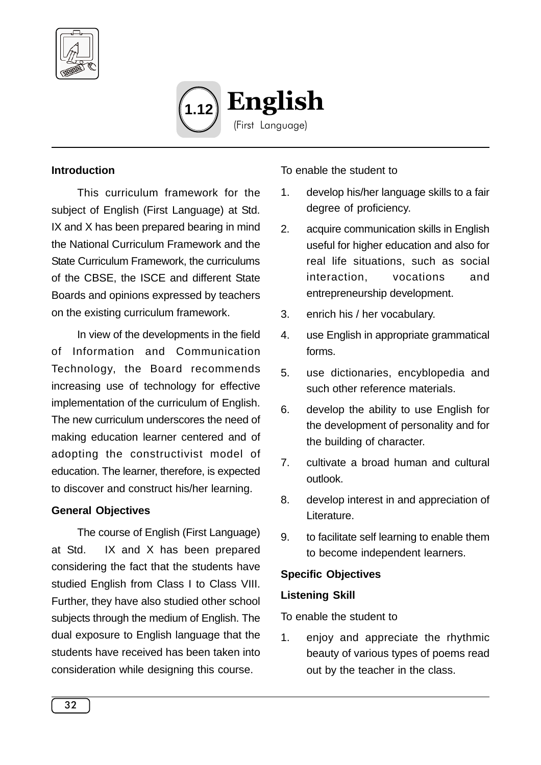# 1.12 English

(First Language)

### Introduction

This curriculum framework for the subject of English (First Language) at Std. IX and X has been prepared bearing in mind the National Curriculum Framework and the State Curriculum Framework, the curriculums of the CBSE, the ISCE and different State Boards and opinions expressed by teachers on the existing curriculum framework.

In view of the developments in the field of Information and Communication Technology, the Board recommends increasing use of technology for effective implementation of the curriculum of English. The new curriculum underscores the need of making education learner centered and of adopting the constructivist model of education. The learner, therefore, is expected to discover and construct his/her learning.

### General Objectives

The course of English (First Language) at Std. IX and X has been prepared considering the fact that the students have studied English from Class I to Class VIII. Further, they have also studied other school subjects through the medium of English. The dual exposure to English language that the students have received has been taken into consideration while designing this course.

To enable the student to

1. develop his/her language skills to a fair degree of proficiency.
2. acquire communication skills in English useful for higher education and also for real life situations, such as social interaction, vocations and entrepreneurship development.
3. enrich his / her vocabulary.
4. use English in appropriate grammatical forms.
5. use dictionaries, encyblopedia and such other reference materials.
6. develop the ability to use English for the development of personality and for the building of character.
7. cultivate a broad human and cultural outlook.
8. develop interest in and appreciation of Literature.
9. to facilitate self learning to enable them to become independent learners.

### Specific Objectives

**Listening Skill**

To enable the student to

1. enjoy and appreciate the rhythmic beauty of various types of poems read out by the teacher in the class.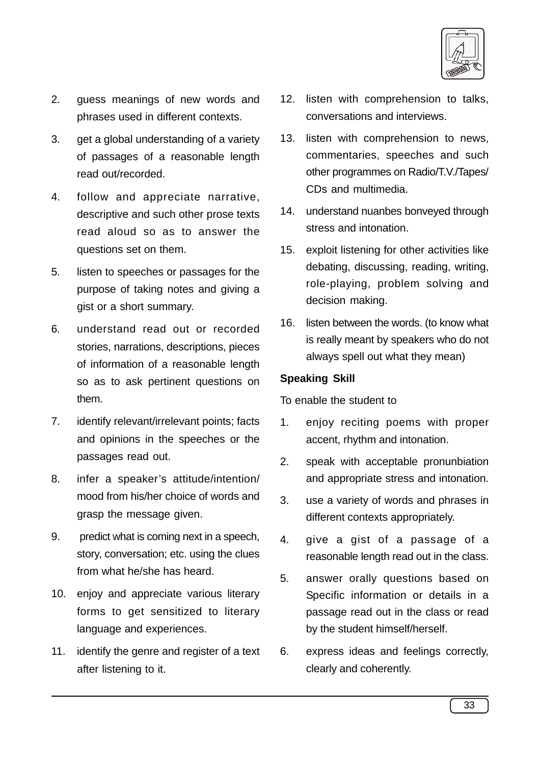2. guess meanings of new words and phrases used in different contexts.
3. get a global understanding of a variety of passages of a reasonable length read out/recorded.
4. follow and appreciate narrative, descriptive and such other prose texts read aloud so as to answer the questions set on them.
5. listen to speeches or passages for the purpose of taking notes and giving a gist or a short summary.
6. understand read out or recorded stories, narrations, descriptions, pieces of information of a reasonable length so as to ask pertinent questions on them.
7. identify relevant/irrelevant points; facts and opinions in the speeches or the passages read out.
8. infer a speaker's attitude/intention/ mood from his/her choice of words and grasp the message given.
9. predict what is coming next in a speech, story, conversation; etc. using the clues from what he/she has heard.
10. enjoy and appreciate various literary forms to get sensitized to literary language and experiences.
11. identify the genre and register of a text after listening to it.
12. listen with comprehension to talks, conversations and interviews.
13. listen with comprehension to news, commentaries, speeches and such other programmes on Radio/T.V./Tapes/ CDs and multimedia.
14. understand nuanbes bonveyed through stress and intonation.
15. exploit listening for other activities like debating, discussing, reading, writing, role-playing, problem solving and decision making.
16. listen between the words. (to know what is really meant by speakers who do not always spell out what they mean)

**Speaking Skill**

To enable the student to

1. enjoy reciting poems with proper accent, rhythm and intonation.
2. speak with acceptable pronunbiation and appropriate stress and intonation.
3. use a variety of words and phrases in different contexts appropriately.
4. give a gist of a passage of a reasonable length read out in the class.
5. answer orally questions based on Specific information or details in a passage read out in the class or read by the student himself/herself.
6. express ideas and feelings correctly, clearly and coherently.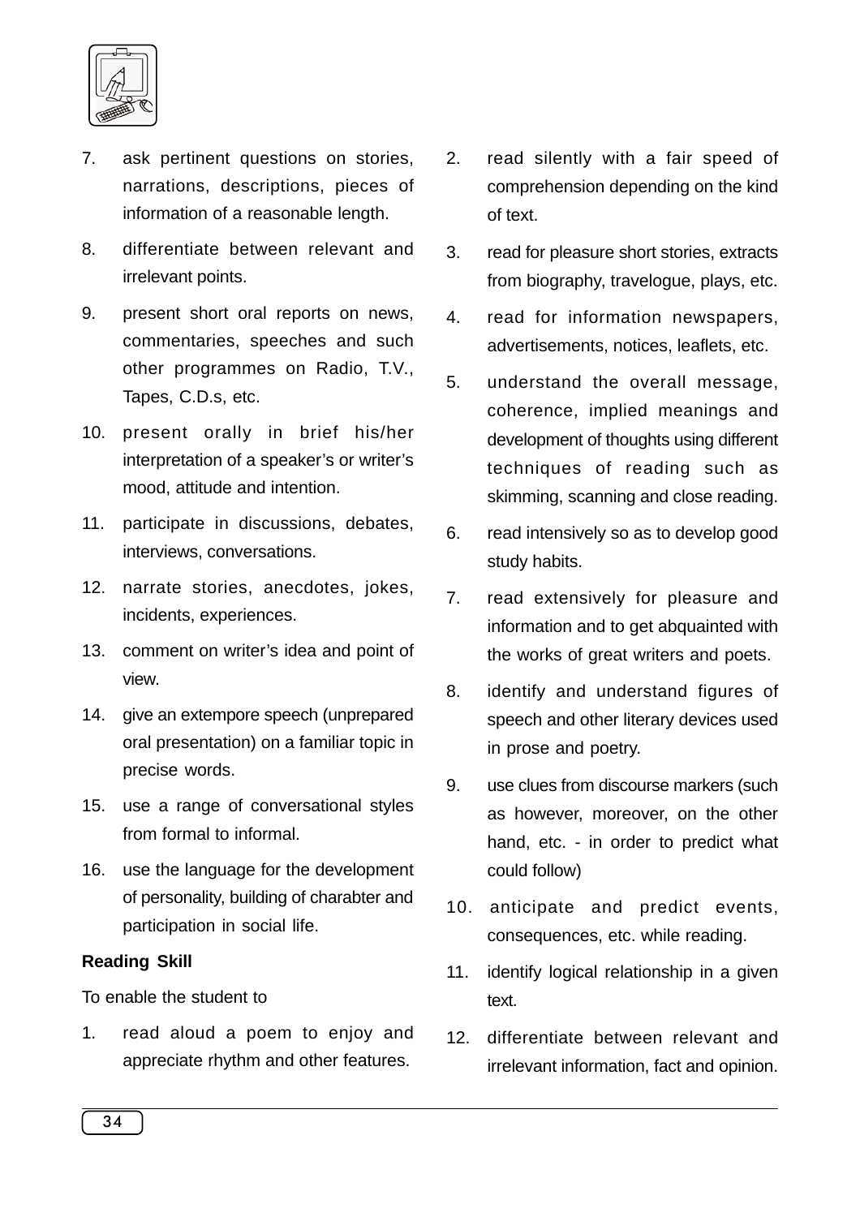7. ask pertinent questions on stories, narrations, descriptions, pieces of information of a reasonable length.
8. differentiate between relevant and irrelevant points.
9. present short oral reports on news, commentaries, speeches and such other programmes on Radio, T.V., Tapes, C.D.s, etc.
10. present orally in brief his/her interpretation of a speaker's or writer's mood, attitude and intention.
11. participate in discussions, debates, interviews, conversations.
12. narrate stories, anecdotes, jokes, incidents, experiences.
13. comment on writer's idea and point of view.
14. give an extempore speech (unprepared oral presentation) on a familiar topic in precise words.
15. use a range of conversational styles from formal to informal.
16. use the language for the development of personality, building of charabter and participation in social life.

**Reading Skill**

To enable the student to

1. read aloud a poem to enjoy and appreciate rhythm and other features.
2. read silently with a fair speed of comprehension depending on the kind of text.
3. read for pleasure short stories, extracts from biography, travelogue, plays, etc.
4. read for information newspapers, advertisements, notices, leaflets, etc.
5. understand the overall message, coherence, implied meanings and development of thoughts using different techniques of reading such as skimming, scanning and close reading.
6. read intensively so as to develop good study habits.
7. read extensively for pleasure and information and to get abquainted with the works of great writers and poets.
8. identify and understand figures of speech and other literary devices used in prose and poetry.
9. use clues from discourse markers (such as however, moreover, on the other hand, etc. - in order to predict what could follow)
10. anticipate and predict events, consequences, etc. while reading.
11. identify logical relationship in a given text.
12. differentiate between relevant and irrelevant information, fact and opinion.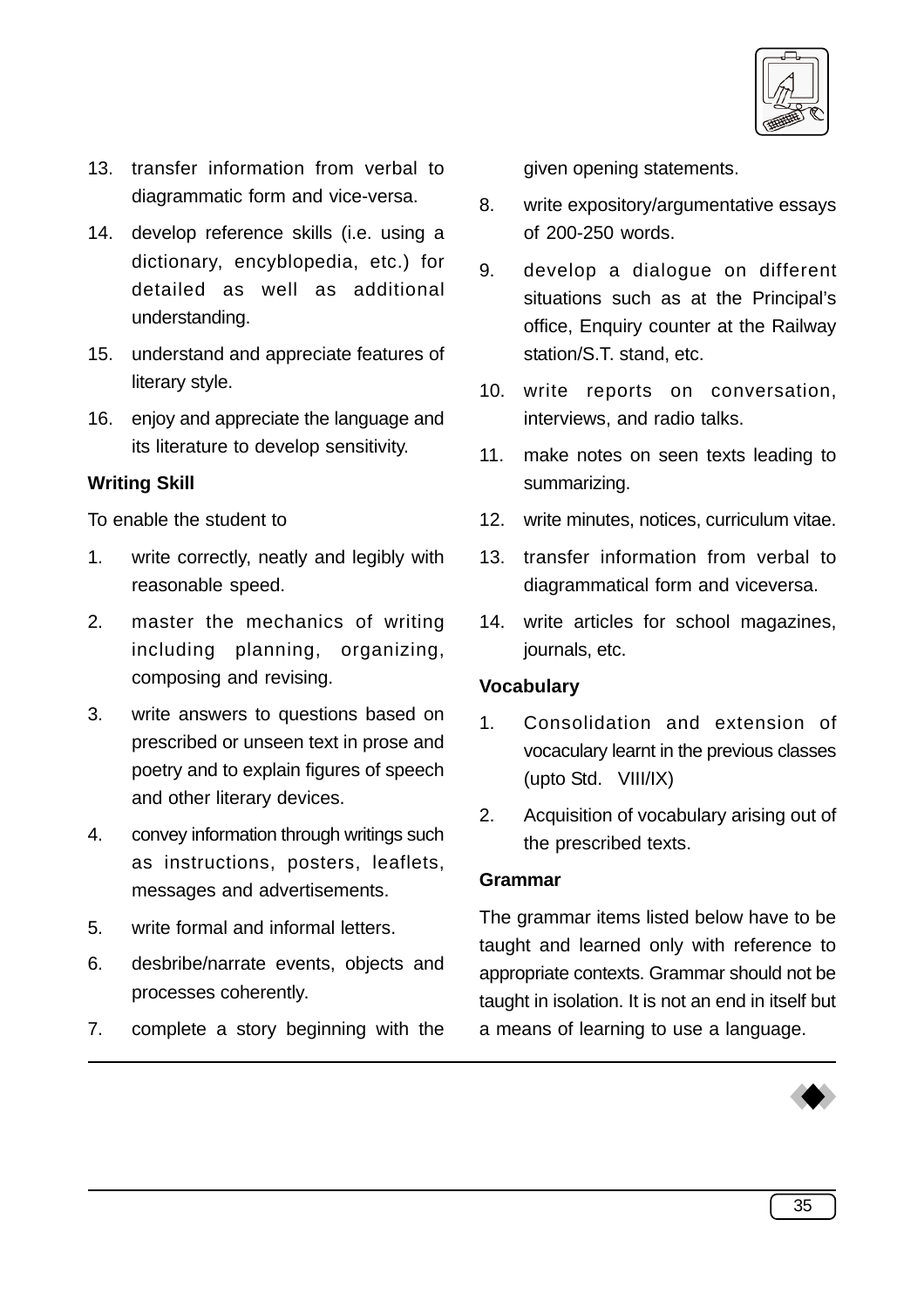13. transfer information from verbal to diagrammatic form and vice-versa.
14. develop reference skills (i.e. using a dictionary, encyblopedia, etc.) for detailed as well as additional understanding.
15. understand and appreciate features of literary style.
16. enjoy and appreciate the language and its literature to develop sensitivity.

**Writing Skill**

To enable the student to

1. write correctly, neatly and legibly with reasonable speed.
2. master the mechanics of writing including planning, organizing, composing and revising.
3. write answers to questions based on prescribed or unseen text in prose and poetry and to explain figures of speech and other literary devices.
4. convey information through writings such as instructions, posters, leaflets, messages and advertisements.
5. write formal and informal letters.
6. desbribe/narrate events, objects and processes coherently.
7. complete a story beginning with the given opening statements.
8. write expository/argumentative essays of 200-250 words.
9. develop a dialogue on different situations such as at the Principal's office, Enquiry counter at the Railway station/S.T. stand, etc.
10. write reports on conversation, interviews, and radio talks.
11. make notes on seen texts leading to summarizing.
12. write minutes, notices, curriculum vitae.
13. transfer information from verbal to diagrammatical form and viceversa.
14. write articles for school magazines, journals, etc.

**Vocabulary**

1. Consolidation and extension of vocaculary learnt in the previous classes (upto Std. VIII/IX)
2. Acquisition of vocabulary arising out of the prescribed texts.

**Grammar**

The grammar items listed below have to be taught and learned only with reference to appropriate contexts. Grammar should not be taught in isolation. It is not an end in itself but a means of learning to use a language.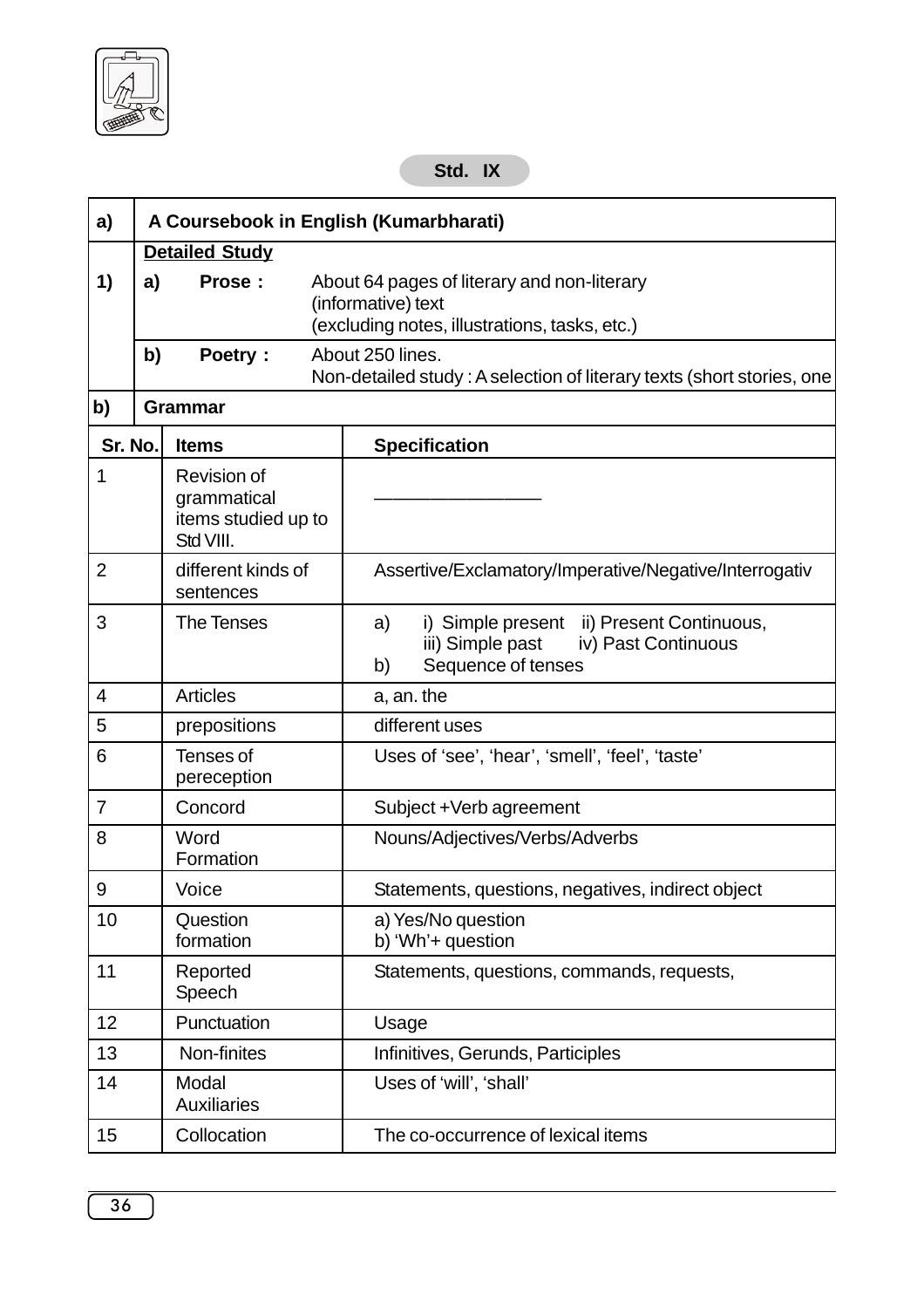## Std. IX

| a) | A Coursebook in English (Kumarbharati) | | |
|---|---|---|---|
| 1) | **Detailed Study** | | |
| | a) | **Prose :** | About 64 pages of literary and non-literary (informative) text (excluding notes, illustrations, tasks, etc.) |
| | b) | **Poetry :** | About 250 lines. Non-detailed study : A selection of literary texts (short stories, one |
| **b)** | **Grammar** | | |

| Sr. No. | Items | Specification |
|---|---|---|
| 1 | Revision of grammatical items studied up to Std VIII. | —————————— |
| 2 | different kinds of sentences | Assertive/Exclamatory/Imperative/Negative/Interrogativ |
| 3 | The Tenses | a) i) Simple present ii) Present Continuous, iii) Simple past iv) Past Continuous<br>b) Sequence of tenses |
| 4 | Articles | a, an. the |
| 5 | prepositions | different uses |
| 6 | Tenses of pereception | Uses of 'see', 'hear', 'smell', 'feel', 'taste' |
| 7 | Concord | Subject +Verb agreement |
| 8 | Word Formation | Nouns/Adjectives/Verbs/Adverbs |
| 9 | Voice | Statements, questions, negatives, indirect object |
| 10 | Question formation | a) Yes/No question<br>b) 'Wh'+ question |
| 11 | Reported Speech | Statements, questions, commands, requests, |
| 12 | Punctuation | Usage |
| 13 | Non-finites | Infinitives, Gerunds, Participles |
| 14 | Modal Auxiliaries | Uses of 'will', 'shall' |
| 15 | Collocation | The co-occurrence of lexical items |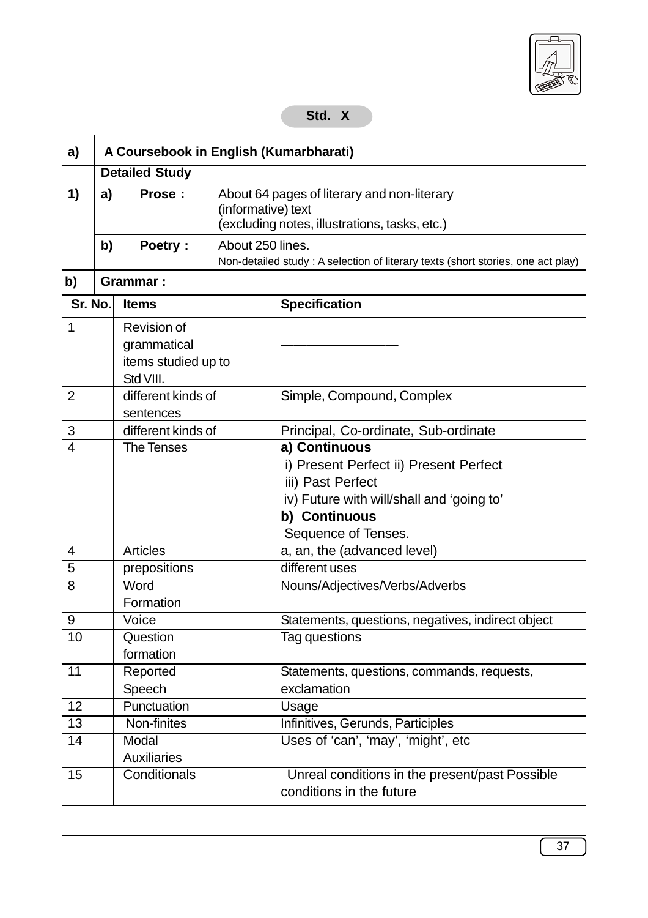## Std. X

| a) | A Coursebook in English (Kumarbharati) | |
|---|---|---|
| | **Detailed Study** | |
| 1) | a) **Prose :** | About 64 pages of literary and non-literary (informative) text (excluding notes, illustrations, tasks, etc.) |
| | b) **Poetry :** | About 250 lines. Non-detailed study : A selection of literary texts (short stories, one act play) |
| b) | **Grammar :** | |

| Sr. No. | Items | Specification |
|---|---|---|
| 1 | Revision of grammatical items studied up to Std VIII. | ________________ |
| 2 | different kinds of sentences | Simple, Compound, Complex |
| 3 | different kinds of | Principal, Co-ordinate, Sub-ordinate |
| 4 | The Tenses | **a) Continuous** i) Present Perfect ii) Present Perfect iii) Past Perfect iv) Future with will/shall and 'going to' **b) Continuous** Sequence of Tenses. |
| 4 | Articles | a, an, the (advanced level) |
| 5 | prepositions | different uses |
| 8 | Word Formation | Nouns/Adjectives/Verbs/Adverbs |
| 9 | Voice | Statements, questions, negatives, indirect object |
| 10 | Question formation | Tag questions |
| 11 | Reported Speech | Statements, questions, commands, requests, exclamation |
| 12 | Punctuation | Usage |
| 13 | Non-finites | Infinitives, Gerunds, Participles |
| 14 | Modal Auxiliaries | Uses of 'can', 'may', 'might', etc |
| 15 | Conditionals | Unreal conditions in the present/past Possible conditions in the future |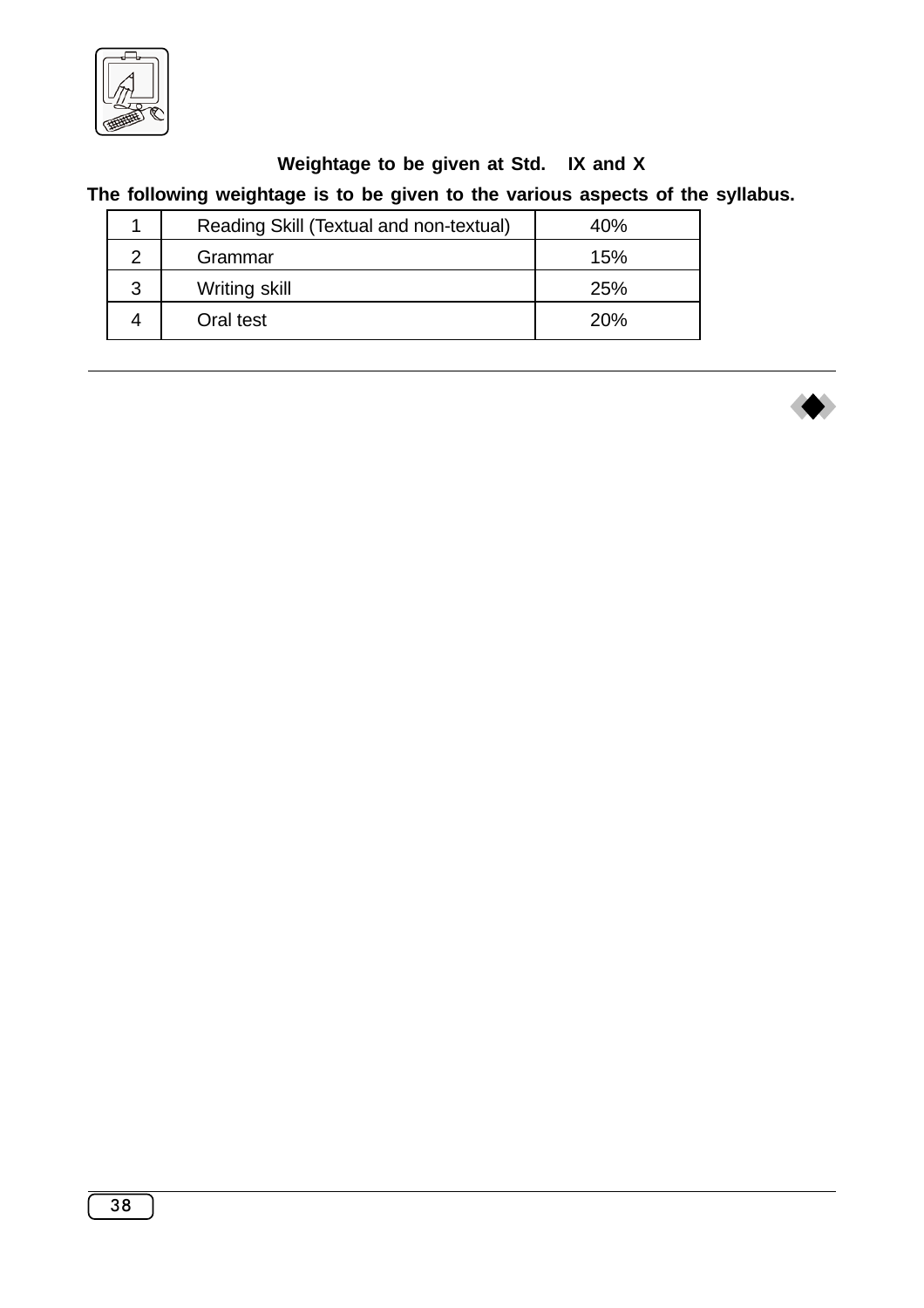**Weightage to be given at Std. IX and X**

**The following weightage is to be given to the various aspects of the syllabus.**

| | | |
|---|---|---|
| 1 | Reading Skill (Textual and non-textual) | 40% |
| 2 | Grammar | 15% |
| 3 | Writing skill | 25% |
| 4 | Oral test | 20% |